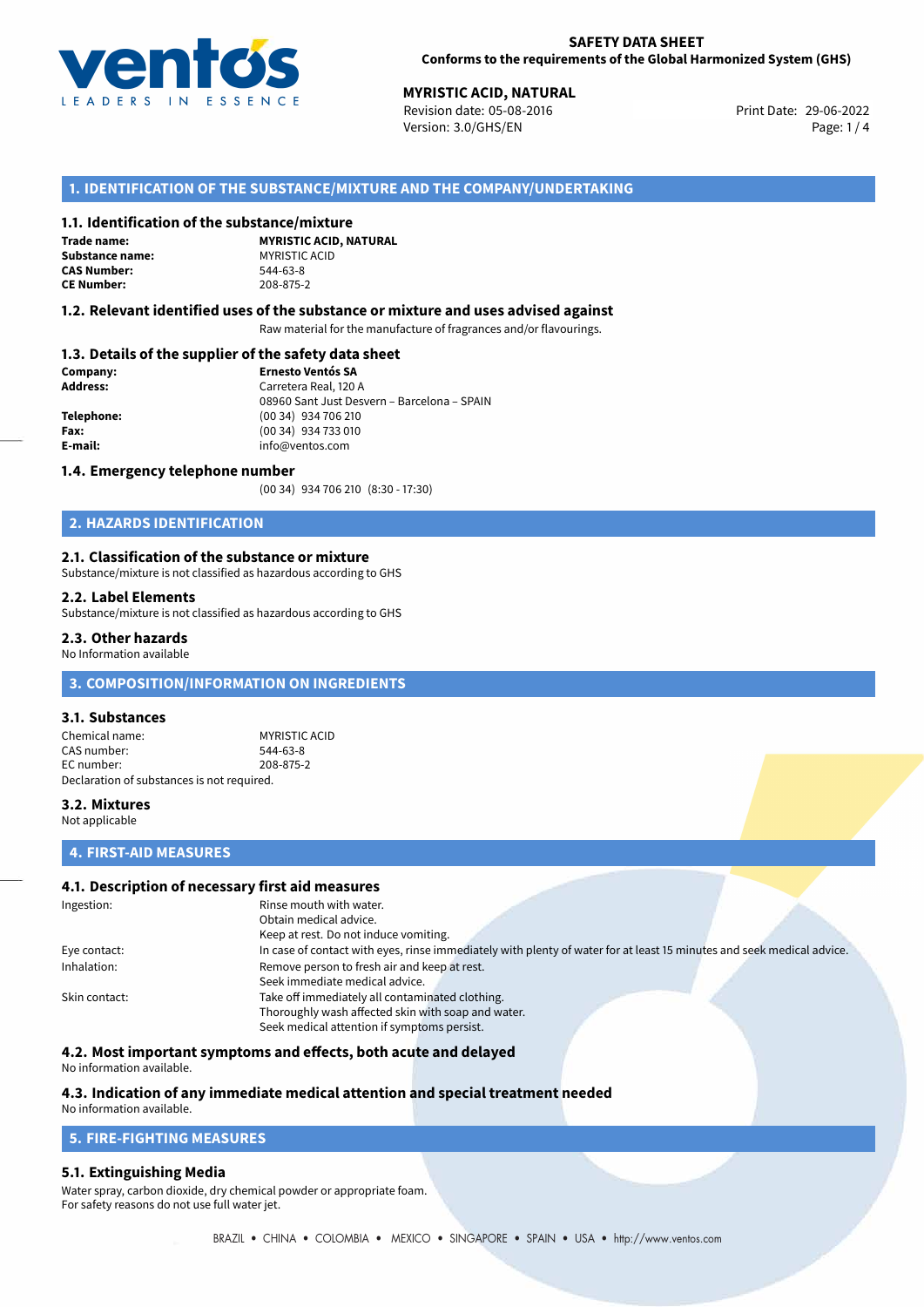**SAFETY DATA SHEET**
**Conforms to the requirements of the Global Harmonized System (GHS)**

**MYRISTIC ACID, NATURAL**
Revision date: 05-08-2016
Version: 3.0/GHS/EN
Print Date: 29-06-2022

## 1. IDENTIFICATION OF THE SUBSTANCE/MIXTURE AND THE COMPANY/UNDERTAKING

### 1.1. Identification of the substance/mixture

| | |
|---|---|
| **Trade name:** | **MYRISTIC ACID, NATURAL** |
| **Substance name:** | MYRISTIC ACID |
| **CAS Number:** | 544-63-8 |
| **CE Number:** | 208-875-2 |

### 1.2. Relevant identified uses of the substance or mixture and uses advised against

Raw material for the manufacture of fragrances and/or flavourings.

### 1.3. Details of the supplier of the safety data sheet

| | |
|---|---|
| **Company:** | **Ernesto Ventós SA** |
| **Address:** | Carretera Real, 120 A<br>08960 Sant Just Desvern – Barcelona – SPAIN |
| **Telephone:** | (00 34) 934 706 210 |
| **Fax:** | (00 34) 934 733 010 |
| **E-mail:** | info@ventos.com |

### 1.4. Emergency telephone number

(00 34) 934 706 210 (8:30 - 17:30)

## 2. HAZARDS IDENTIFICATION

### 2.1. Classification of the substance or mixture

Substance/mixture is not classified as hazardous according to GHS

### 2.2. Label Elements

Substance/mixture is not classified as hazardous according to GHS

### 2.3. Other hazards

No Information available

## 3. COMPOSITION/INFORMATION ON INGREDIENTS

### 3.1. Substances

| | |
|---|---|
| Chemical name: | MYRISTIC ACID |
| CAS number: | 544-63-8 |
| EC number: | 208-875-2 |

Declaration of substances is not required.

### 3.2. Mixtures

Not applicable

## 4. FIRST-AID MEASURES

### 4.1. Description of necessary first aid measures

| | |
|---|---|
| Ingestion: | Rinse mouth with water.<br>Obtain medical advice.<br>Keep at rest. Do not induce vomiting. |
| Eye contact: | In case of contact with eyes, rinse immediately with plenty of water for at least 15 minutes and seek medical advice. |
| Inhalation: | Remove person to fresh air and keep at rest.<br>Seek immediate medical advice. |
| Skin contact: | Take off immediately all contaminated clothing.<br>Thoroughly wash affected skin with soap and water.<br>Seek medical attention if symptoms persist. |

### 4.2. Most important symptoms and effects, both acute and delayed

No information available.

### 4.3. Indication of any immediate medical attention and special treatment needed

No information available.

## 5. FIRE-FIGHTING MEASURES

### 5.1. Extinguishing Media

Water spray, carbon dioxide, dry chemical powder or appropriate foam.
For safety reasons do not use full water jet.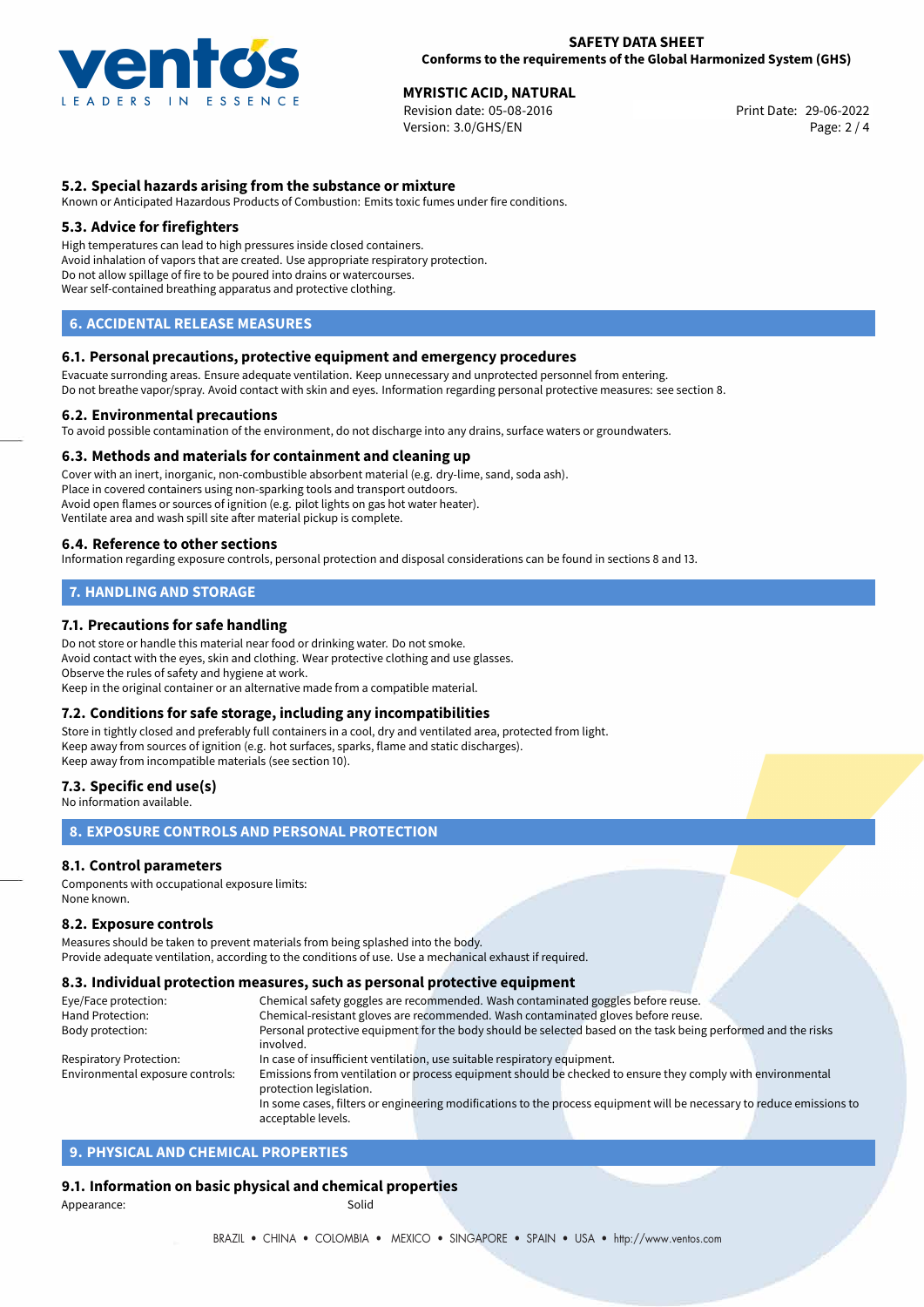### 5.2. Special hazards arising from the substance or mixture

Known or Anticipated Hazardous Products of Combustion: Emits toxic fumes under fire conditions.

### 5.3. Advice for firefighters

High temperatures can lead to high pressures inside closed containers.
Avoid inhalation of vapors that are created. Use appropriate respiratory protection.
Do not allow spillage of fire to be poured into drains or watercourses.
Wear self-contained breathing apparatus and protective clothing.

## 6. ACCIDENTAL RELEASE MEASURES

### 6.1. Personal precautions, protective equipment and emergency procedures

Evacuate surronding areas. Ensure adequate ventilation. Keep unnecessary and unprotected personnel from entering.
Do not breathe vapor/spray. Avoid contact with skin and eyes. Information regarding personal protective measures: see section 8.

### 6.2. Environmental precautions

To avoid possible contamination of the environment, do not discharge into any drains, surface waters or groundwaters.

### 6.3. Methods and materials for containment and cleaning up

Cover with an inert, inorganic, non-combustible absorbent material (e.g. dry-lime, sand, soda ash).
Place in covered containers using non-sparking tools and transport outdoors.
Avoid open flames or sources of ignition (e.g. pilot lights on gas hot water heater).
Ventilate area and wash spill site after material pickup is complete.

### 6.4. Reference to other sections

Information regarding exposure controls, personal protection and disposal considerations can be found in sections 8 and 13.

## 7. HANDLING AND STORAGE

### 7.1. Precautions for safe handling

Do not store or handle this material near food or drinking water. Do not smoke.
Avoid contact with the eyes, skin and clothing. Wear protective clothing and use glasses.
Observe the rules of safety and hygiene at work.
Keep in the original container or an alternative made from a compatible material.

### 7.2. Conditions for safe storage, including any incompatibilities

Store in tightly closed and preferably full containers in a cool, dry and ventilated area, protected from light.
Keep away from sources of ignition (e.g. hot surfaces, sparks, flame and static discharges).
Keep away from incompatible materials (see section 10).

### 7.3. Specific end use(s)

No information available.

## 8. EXPOSURE CONTROLS AND PERSONAL PROTECTION

### 8.1. Control parameters

Components with occupational exposure limits:
None known.

### 8.2. Exposure controls

Measures should be taken to prevent materials from being splashed into the body.
Provide adequate ventilation, according to the conditions of use. Use a mechanical exhaust if required.

### 8.3. Individual protection measures, such as personal protective equipment

| | |
|---|---|
| Eye/Face protection: | Chemical safety goggles are recommended. Wash contaminated goggles before reuse. |
| Hand Protection: | Chemical-resistant gloves are recommended. Wash contaminated gloves before reuse. |
| Body protection: | Personal protective equipment for the body should be selected based on the task being performed and the risks involved. |
| Respiratory Protection: | In case of insufficient ventilation, use suitable respiratory equipment. |
| Environmental exposure controls: | Emissions from ventilation or process equipment should be checked to ensure they comply with environmental protection legislation. In some cases, filters or engineering modifications to the process equipment will be necessary to reduce emissions to acceptable levels. |

## 9. PHYSICAL AND CHEMICAL PROPERTIES

### 9.1. Information on basic physical and chemical properties

| | |
|---|---|
| Appearance: | Solid |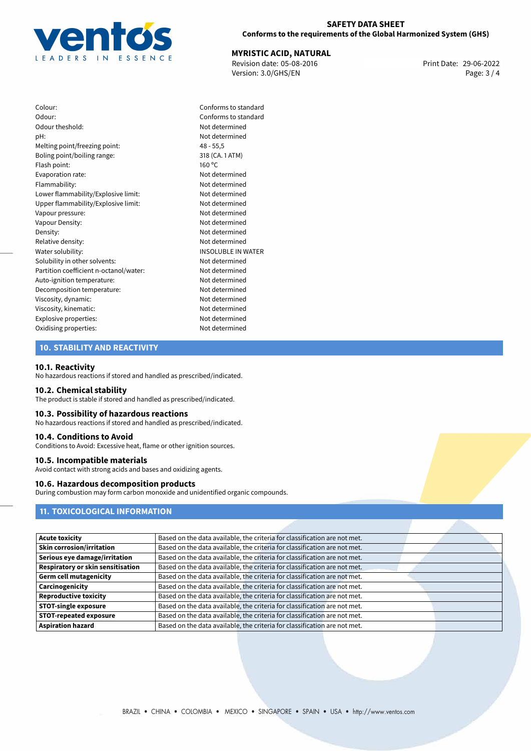| | |
|---|---|
| Colour: | Conforms to standard |
| Odour: | Conforms to standard |
| Odour theshold: | Not determined |
| pH: | Not determined |
| Melting point/freezing point: | 48 - 55,5 |
| Boling point/boiling range: | 318 (CA. 1 ATM) |
| Flash point: | 160 °C |
| Evaporation rate: | Not determined |
| Flammability: | Not determined |
| Lower flammability/Explosive limit: | Not determined |
| Upper flammability/Explosive limit: | Not determined |
| Vapour pressure: | Not determined |
| Vapour Density: | Not determined |
| Density: | Not determined |
| Relative density: | Not determined |
| Water solubility: | INSOLUBLE IN WATER |
| Solubility in other solvents: | Not determined |
| Partition coefficient n-octanol/water: | Not determined |
| Auto-ignition temperature: | Not determined |
| Decomposition temperature: | Not determined |
| Viscosity, dynamic: | Not determined |
| Viscosity, kinematic: | Not determined |
| Explosive properties: | Not determined |
| Oxidising properties: | Not determined |

## 10. STABILITY AND REACTIVITY

### 10.1. Reactivity
No hazardous reactions if stored and handled as prescribed/indicated.

### 10.2. Chemical stability
The product is stable if stored and handled as prescribed/indicated.

### 10.3. Possibility of hazardous reactions
No hazardous reactions if stored and handled as prescribed/indicated.

### 10.4. Conditions to Avoid
Conditions to Avoid: Excessive heat, flame or other ignition sources.

### 10.5. Incompatible materials
Avoid contact with strong acids and bases and oxidizing agents.

### 10.6. Hazardous decomposition products
During combustion may form carbon monoxide and unidentified organic compounds.

## 11. TOXICOLOGICAL INFORMATION

| | |
|---|---|
| **Acute toxicity** | Based on the data available, the criteria for classification are not met. |
| **Skin corrosion/irritation** | Based on the data available, the criteria for classification are not met. |
| **Serious eye damage/irritation** | Based on the data available, the criteria for classification are not met. |
| **Respiratory or skin sensitisation** | Based on the data available, the criteria for classification are not met. |
| **Germ cell mutagenicity** | Based on the data available, the criteria for classification are not met. |
| **Carcinogenicity** | Based on the data available, the criteria for classification are not met. |
| **Reproductive toxicity** | Based on the data available, the criteria for classification are not met. |
| **STOT-single exposure** | Based on the data available, the criteria for classification are not met. |
| **STOT-repeated exposure** | Based on the data available, the criteria for classification are not met. |
| **Aspiration hazard** | Based on the data available, the criteria for classification are not met. |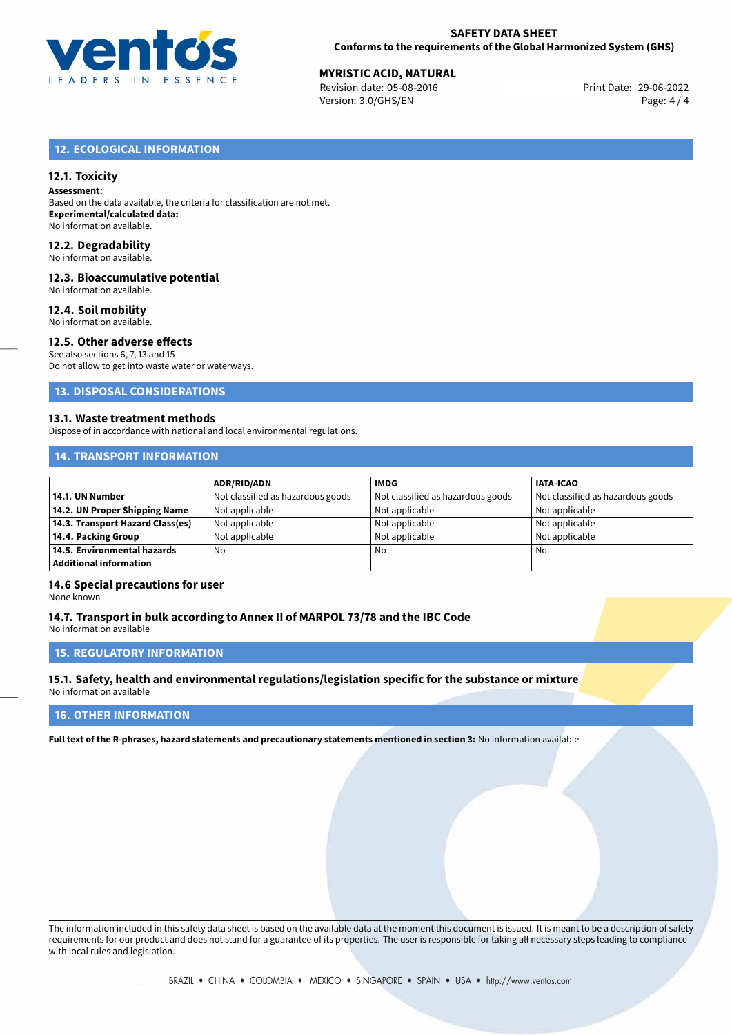## 12. ECOLOGICAL INFORMATION

### 12.1. Toxicity

**Assessment:**
Based on the data available, the criteria for classification are not met.
**Experimental/calculated data:**
No information available.

### 12.2. Degradability

No information available.

### 12.3. Bioaccumulative potential

No information available.

### 12.4. Soil mobility

No information available.

### 12.5. Other adverse effects

See also sections 6, 7, 13 and 15
Do not allow to get into waste water or waterways.

## 13. DISPOSAL CONSIDERATIONS

### 13.1. Waste treatment methods

Dispose of in accordance with national and local environmental regulations.

## 14. TRANSPORT INFORMATION

| | ADR/RID/ADN | IMDG | IATA-ICAO |
|---|---|---|---|
| **14.1. UN Number** | Not classified as hazardous goods | Not classified as hazardous goods | Not classified as hazardous goods |
| **14.2. UN Proper Shipping Name** | Not applicable | Not applicable | Not applicable |
| **14.3. Transport Hazard Class(es)** | Not applicable | Not applicable | Not applicable |
| **14.4. Packing Group** | Not applicable | Not applicable | Not applicable |
| **14.5. Environmental hazards** | No | No | No |
| **Additional information** | | | |

### 14.6 Special precautions for user

None known

### 14.7. Transport in bulk according to Annex II of MARPOL 73/78 and the IBC Code

No information available

## 15. REGULATORY INFORMATION

### 15.1. Safety, health and environmental regulations/legislation specific for the substance or mixture

No information available

## 16. OTHER INFORMATION

**Full text of the R-phrases, hazard statements and precautionary statements mentioned in section 3:** No information available

The information included in this safety data sheet is based on the available data at the moment this document is issued. It is meant to be a description of safety requirements for our product and does not stand for a guarantee of its properties. The user is responsible for taking all necessary steps leading to compliance with local rules and legislation.

BRAZIL • CHINA • COLOMBIA • MEXICO • SINGAPORE • SPAIN • USA • http://www.ventos.com